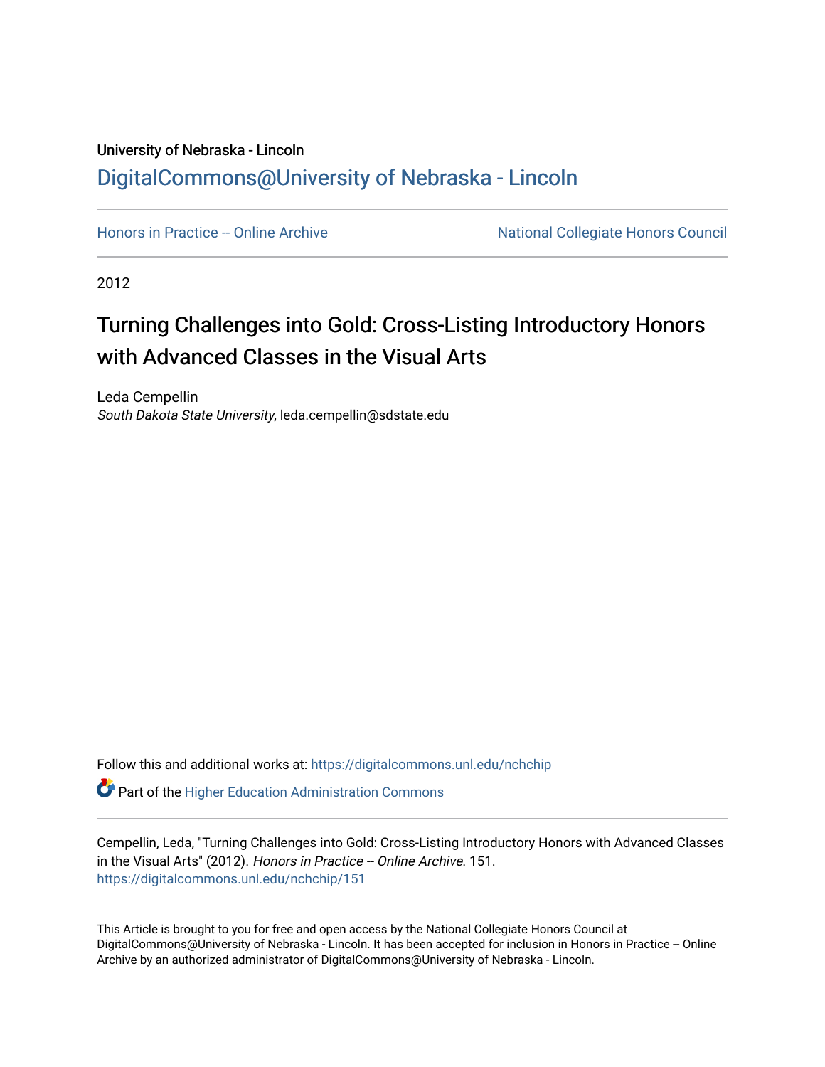University of Nebraska - Lincoln

## DigitalCommons@University of Nebraska - Lincoln

Honors in Practice -- Online Archive

National Collegiate Honors Council

2012

# Turning Challenges into Gold: Cross-Listing Introductory Honors with Advanced Classes in the Visual Arts

Leda Cempellin

*South Dakota State University*, leda.cempellin@sdstate.edu

Follow this and additional works at: https://digitalcommons.unl.edu/nchchip

Part of the Higher Education Administration Commons

Cempellin, Leda, "Turning Challenges into Gold: Cross-Listing Introductory Honors with Advanced Classes in the Visual Arts" (2012). *Honors in Practice -- Online Archive*. 151.
https://digitalcommons.unl.edu/nchchip/151

This Article is brought to you for free and open access by the National Collegiate Honors Council at DigitalCommons@University of Nebraska - Lincoln. It has been accepted for inclusion in Honors in Practice -- Online Archive by an authorized administrator of DigitalCommons@University of Nebraska - Lincoln.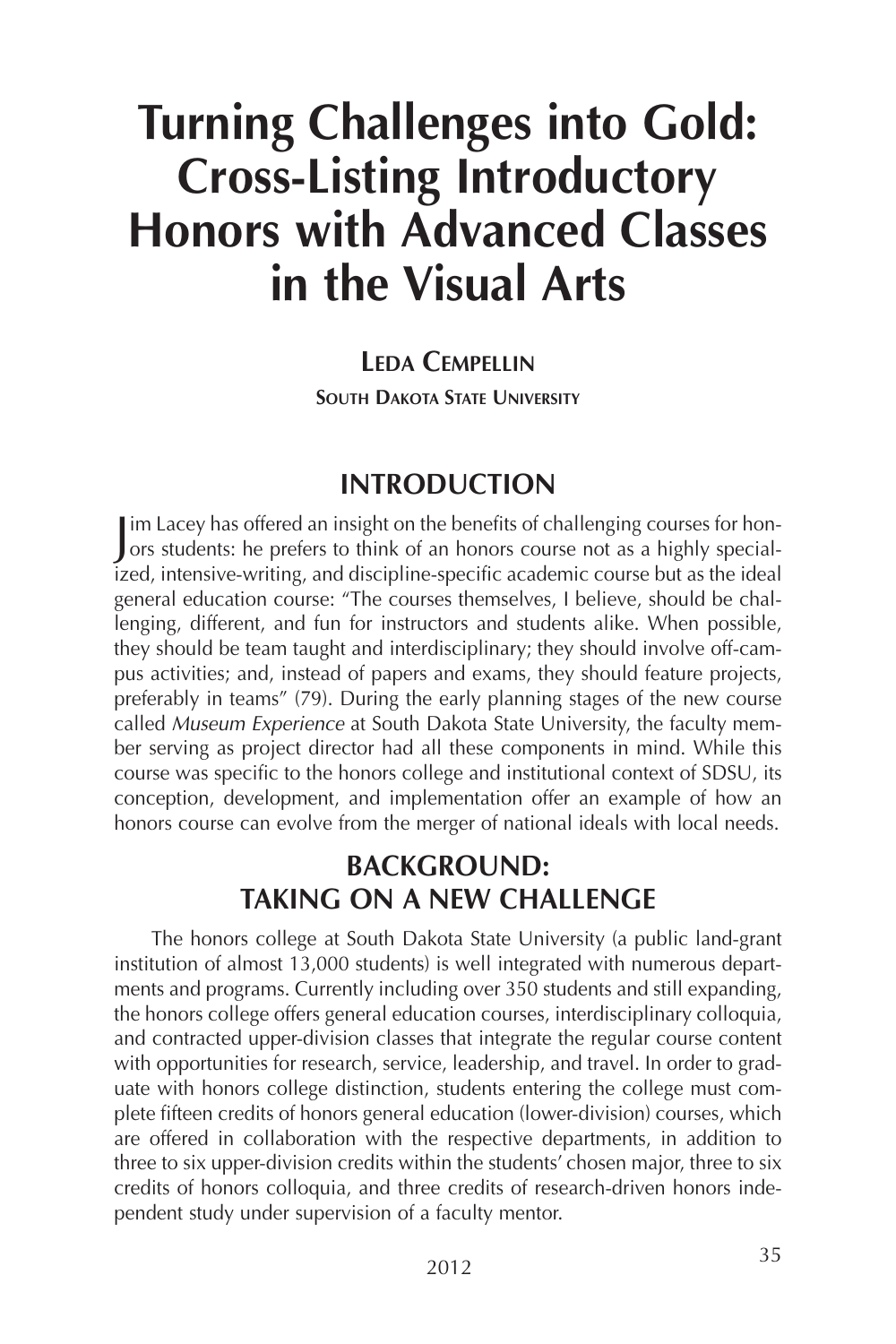# Turning Challenges into Gold: Cross-Listing Introductory Honors with Advanced Classes in the Visual Arts

**Leda Cempellin**

**South Dakota State University**

## INTRODUCTION

Jim Lacey has offered an insight on the benefits of challenging courses for honors students: he prefers to think of an honors course not as a highly specialized, intensive-writing, and discipline-specific academic course but as the ideal general education course: "The courses themselves, I believe, should be challenging, different, and fun for instructors and students alike. When possible, they should be team taught and interdisciplinary; they should involve off-campus activities; and, instead of papers and exams, they should feature projects, preferably in teams" (79). During the early planning stages of the new course called *Museum Experience* at South Dakota State University, the faculty member serving as project director had all these components in mind. While this course was specific to the honors college and institutional context of SDSU, its conception, development, and implementation offer an example of how an honors course can evolve from the merger of national ideals with local needs.

## BACKGROUND: TAKING ON A NEW CHALLENGE

The honors college at South Dakota State University (a public land-grant institution of almost 13,000 students) is well integrated with numerous departments and programs. Currently including over 350 students and still expanding, the honors college offers general education courses, interdisciplinary colloquia, and contracted upper-division classes that integrate the regular course content with opportunities for research, service, leadership, and travel. In order to graduate with honors college distinction, students entering the college must complete fifteen credits of honors general education (lower-division) courses, which are offered in collaboration with the respective departments, in addition to three to six upper-division credits within the students' chosen major, three to six credits of honors colloquia, and three credits of research-driven honors independent study under supervision of a faculty mentor.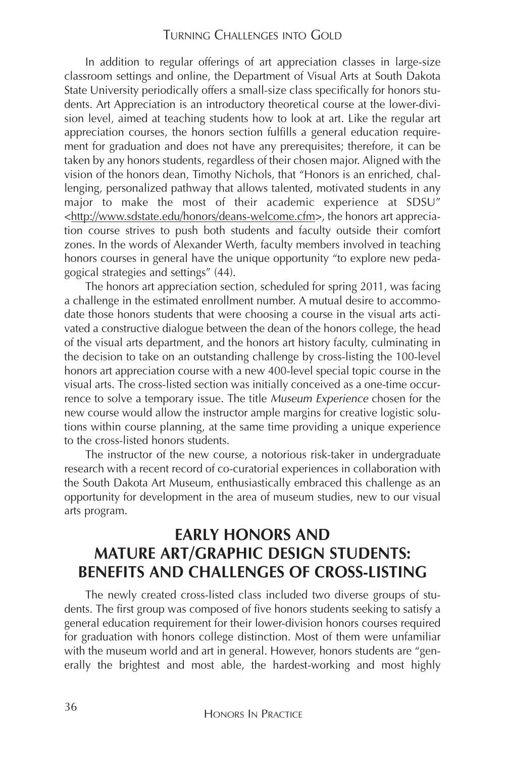In addition to regular offerings of art appreciation classes in large-size classroom settings and online, the Department of Visual Arts at South Dakota State University periodically offers a small-size class specifically for honors students. Art Appreciation is an introductory theoretical course at the lower-division level, aimed at teaching students how to look at art. Like the regular art appreciation courses, the honors section fulfills a general education requirement for graduation and does not have any prerequisites; therefore, it can be taken by any honors students, regardless of their chosen major. Aligned with the vision of the honors dean, Timothy Nichols, that "Honors is an enriched, challenging, personalized pathway that allows talented, motivated students in any major to make the most of their academic experience at SDSU" <http://www.sdstate.edu/honors/deans-welcome.cfm>, the honors art appreciation course strives to push both students and faculty outside their comfort zones. In the words of Alexander Werth, faculty members involved in teaching honors courses in general have the unique opportunity "to explore new pedagogical strategies and settings" (44).

The honors art appreciation section, scheduled for spring 2011, was facing a challenge in the estimated enrollment number. A mutual desire to accommodate those honors students that were choosing a course in the visual arts activated a constructive dialogue between the dean of the honors college, the head of the visual arts department, and the honors art history faculty, culminating in the decision to take on an outstanding challenge by cross-listing the 100-level honors art appreciation course with a new 400-level special topic course in the visual arts. The cross-listed section was initially conceived as a one-time occurrence to solve a temporary issue. The title *Museum Experience* chosen for the new course would allow the instructor ample margins for creative logistic solutions within course planning, at the same time providing a unique experience to the cross-listed honors students.

The instructor of the new course, a notorious risk-taker in undergraduate research with a recent record of co-curatorial experiences in collaboration with the South Dakota Art Museum, enthusiastically embraced this challenge as an opportunity for development in the area of museum studies, new to our visual arts program.

## EARLY HONORS AND MATURE ART/GRAPHIC DESIGN STUDENTS: BENEFITS AND CHALLENGES OF CROSS-LISTING

The newly created cross-listed class included two diverse groups of students. The first group was composed of five honors students seeking to satisfy a general education requirement for their lower-division honors courses required for graduation with honors college distinction. Most of them were unfamiliar with the museum world and art in general. However, honors students are "generally the brightest and most able, the hardest-working and most highly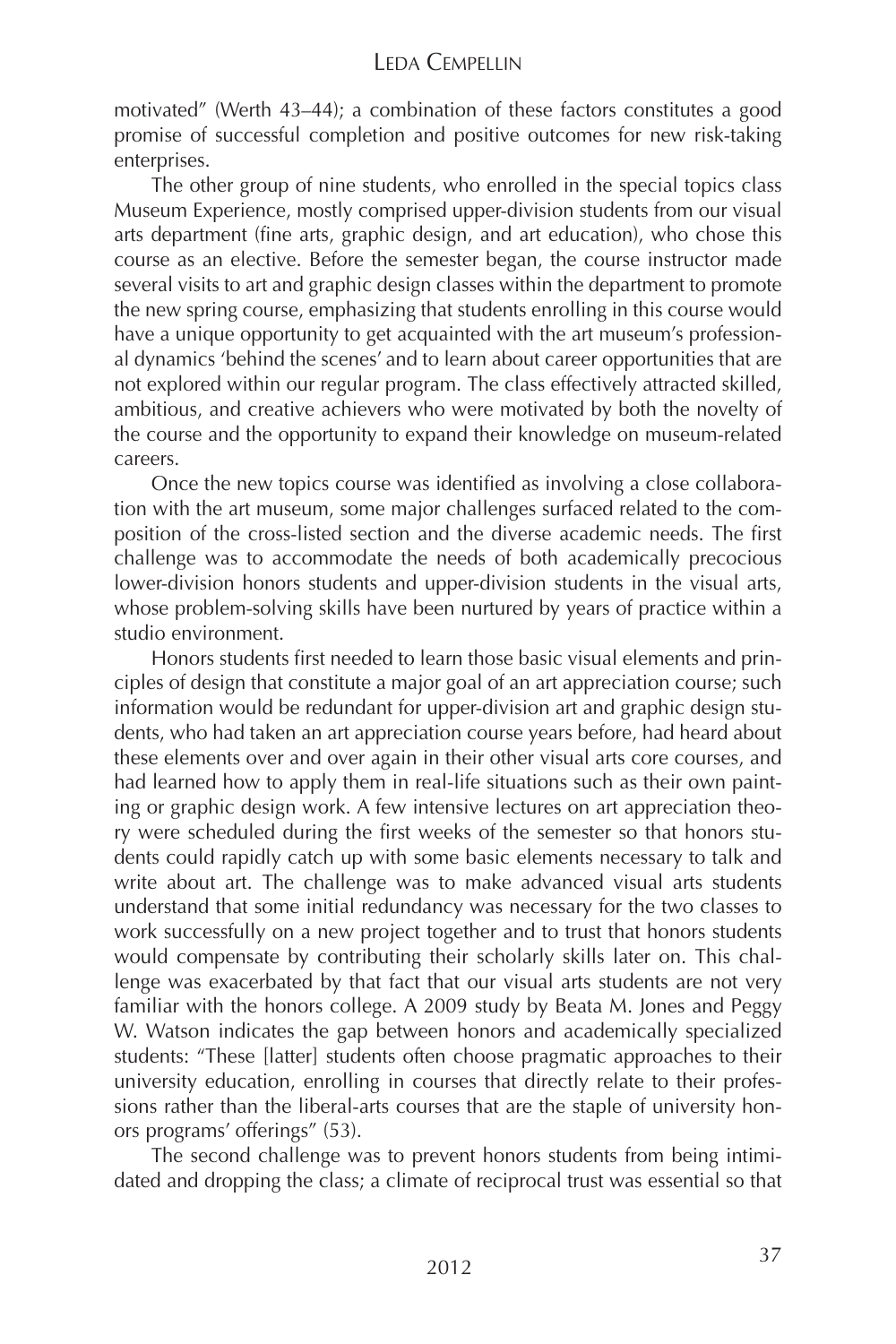motivated" (Werth 43–44); a combination of these factors constitutes a good promise of successful completion and positive outcomes for new risk-taking enterprises.

The other group of nine students, who enrolled in the special topics class Museum Experience, mostly comprised upper-division students from our visual arts department (fine arts, graphic design, and art education), who chose this course as an elective. Before the semester began, the course instructor made several visits to art and graphic design classes within the department to promote the new spring course, emphasizing that students enrolling in this course would have a unique opportunity to get acquainted with the art museum's professional dynamics 'behind the scenes' and to learn about career opportunities that are not explored within our regular program. The class effectively attracted skilled, ambitious, and creative achievers who were motivated by both the novelty of the course and the opportunity to expand their knowledge on museum-related careers.

Once the new topics course was identified as involving a close collaboration with the art museum, some major challenges surfaced related to the composition of the cross-listed section and the diverse academic needs. The first challenge was to accommodate the needs of both academically precocious lower-division honors students and upper-division students in the visual arts, whose problem-solving skills have been nurtured by years of practice within a studio environment.

Honors students first needed to learn those basic visual elements and principles of design that constitute a major goal of an art appreciation course; such information would be redundant for upper-division art and graphic design students, who had taken an art appreciation course years before, had heard about these elements over and over again in their other visual arts core courses, and had learned how to apply them in real-life situations such as their own painting or graphic design work. A few intensive lectures on art appreciation theory were scheduled during the first weeks of the semester so that honors students could rapidly catch up with some basic elements necessary to talk and write about art. The challenge was to make advanced visual arts students understand that some initial redundancy was necessary for the two classes to work successfully on a new project together and to trust that honors students would compensate by contributing their scholarly skills later on. This challenge was exacerbated by that fact that our visual arts students are not very familiar with the honors college. A 2009 study by Beata M. Jones and Peggy W. Watson indicates the gap between honors and academically specialized students: "These [latter] students often choose pragmatic approaches to their university education, enrolling in courses that directly relate to their professions rather than the liberal-arts courses that are the staple of university honors programs' offerings" (53).

The second challenge was to prevent honors students from being intimidated and dropping the class; a climate of reciprocal trust was essential so that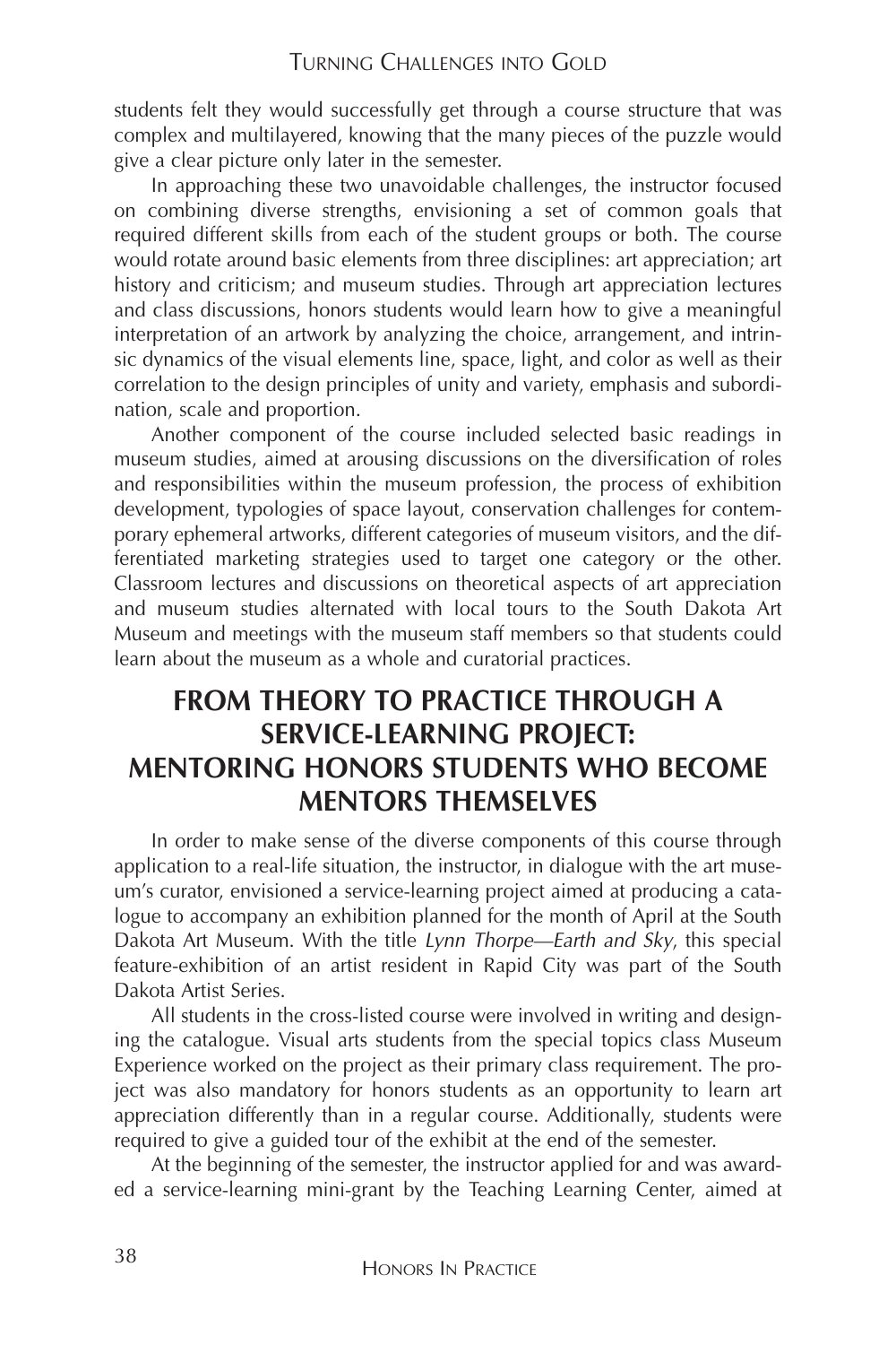students felt they would successfully get through a course structure that was complex and multilayered, knowing that the many pieces of the puzzle would give a clear picture only later in the semester.

In approaching these two unavoidable challenges, the instructor focused on combining diverse strengths, envisioning a set of common goals that required different skills from each of the student groups or both. The course would rotate around basic elements from three disciplines: art appreciation; art history and criticism; and museum studies. Through art appreciation lectures and class discussions, honors students would learn how to give a meaningful interpretation of an artwork by analyzing the choice, arrangement, and intrinsic dynamics of the visual elements line, space, light, and color as well as their correlation to the design principles of unity and variety, emphasis and subordination, scale and proportion.

Another component of the course included selected basic readings in museum studies, aimed at arousing discussions on the diversification of roles and responsibilities within the museum profession, the process of exhibition development, typologies of space layout, conservation challenges for contemporary ephemeral artworks, different categories of museum visitors, and the differentiated marketing strategies used to target one category or the other. Classroom lectures and discussions on theoretical aspects of art appreciation and museum studies alternated with local tours to the South Dakota Art Museum and meetings with the museum staff members so that students could learn about the museum as a whole and curatorial practices.

## FROM THEORY TO PRACTICE THROUGH A SERVICE-LEARNING PROJECT: MENTORING HONORS STUDENTS WHO BECOME MENTORS THEMSELVES

In order to make sense of the diverse components of this course through application to a real-life situation, the instructor, in dialogue with the art museum's curator, envisioned a service-learning project aimed at producing a catalogue to accompany an exhibition planned for the month of April at the South Dakota Art Museum. With the title *Lynn Thorpe—Earth and Sky*, this special feature-exhibition of an artist resident in Rapid City was part of the South Dakota Artist Series.

All students in the cross-listed course were involved in writing and designing the catalogue. Visual arts students from the special topics class Museum Experience worked on the project as their primary class requirement. The project was also mandatory for honors students as an opportunity to learn art appreciation differently than in a regular course. Additionally, students were required to give a guided tour of the exhibit at the end of the semester.

At the beginning of the semester, the instructor applied for and was awarded a service-learning mini-grant by the Teaching Learning Center, aimed at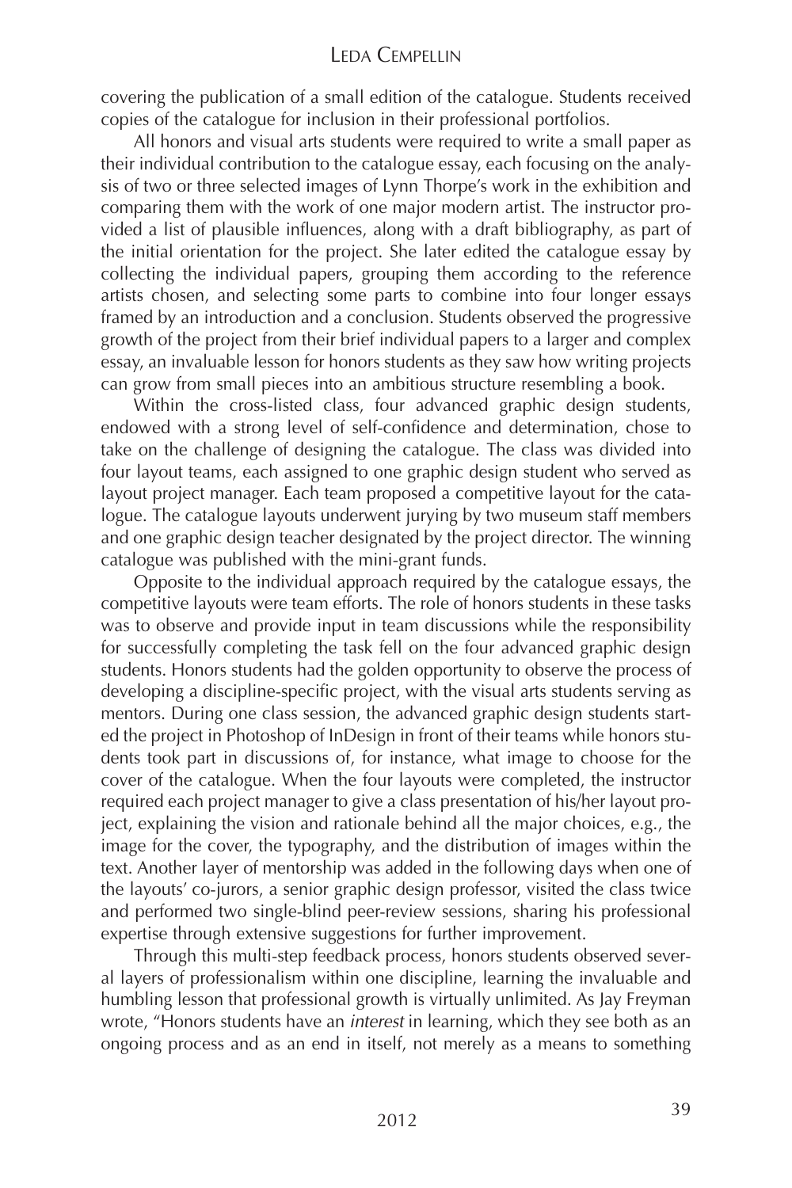covering the publication of a small edition of the catalogue. Students received copies of the catalogue for inclusion in their professional portfolios.

All honors and visual arts students were required to write a small paper as their individual contribution to the catalogue essay, each focusing on the analysis of two or three selected images of Lynn Thorpe's work in the exhibition and comparing them with the work of one major modern artist. The instructor provided a list of plausible influences, along with a draft bibliography, as part of the initial orientation for the project. She later edited the catalogue essay by collecting the individual papers, grouping them according to the reference artists chosen, and selecting some parts to combine into four longer essays framed by an introduction and a conclusion. Students observed the progressive growth of the project from their brief individual papers to a larger and complex essay, an invaluable lesson for honors students as they saw how writing projects can grow from small pieces into an ambitious structure resembling a book.

Within the cross-listed class, four advanced graphic design students, endowed with a strong level of self-confidence and determination, chose to take on the challenge of designing the catalogue. The class was divided into four layout teams, each assigned to one graphic design student who served as layout project manager. Each team proposed a competitive layout for the catalogue. The catalogue layouts underwent jurying by two museum staff members and one graphic design teacher designated by the project director. The winning catalogue was published with the mini-grant funds.

Opposite to the individual approach required by the catalogue essays, the competitive layouts were team efforts. The role of honors students in these tasks was to observe and provide input in team discussions while the responsibility for successfully completing the task fell on the four advanced graphic design students. Honors students had the golden opportunity to observe the process of developing a discipline-specific project, with the visual arts students serving as mentors. During one class session, the advanced graphic design students started the project in Photoshop of InDesign in front of their teams while honors students took part in discussions of, for instance, what image to choose for the cover of the catalogue. When the four layouts were completed, the instructor required each project manager to give a class presentation of his/her layout project, explaining the vision and rationale behind all the major choices, e.g., the image for the cover, the typography, and the distribution of images within the text. Another layer of mentorship was added in the following days when one of the layouts' co-jurors, a senior graphic design professor, visited the class twice and performed two single-blind peer-review sessions, sharing his professional expertise through extensive suggestions for further improvement.

Through this multi-step feedback process, honors students observed several layers of professionalism within one discipline, learning the invaluable and humbling lesson that professional growth is virtually unlimited. As Jay Freyman wrote, "Honors students have an *interest* in learning, which they see both as an ongoing process and as an end in itself, not merely as a means to something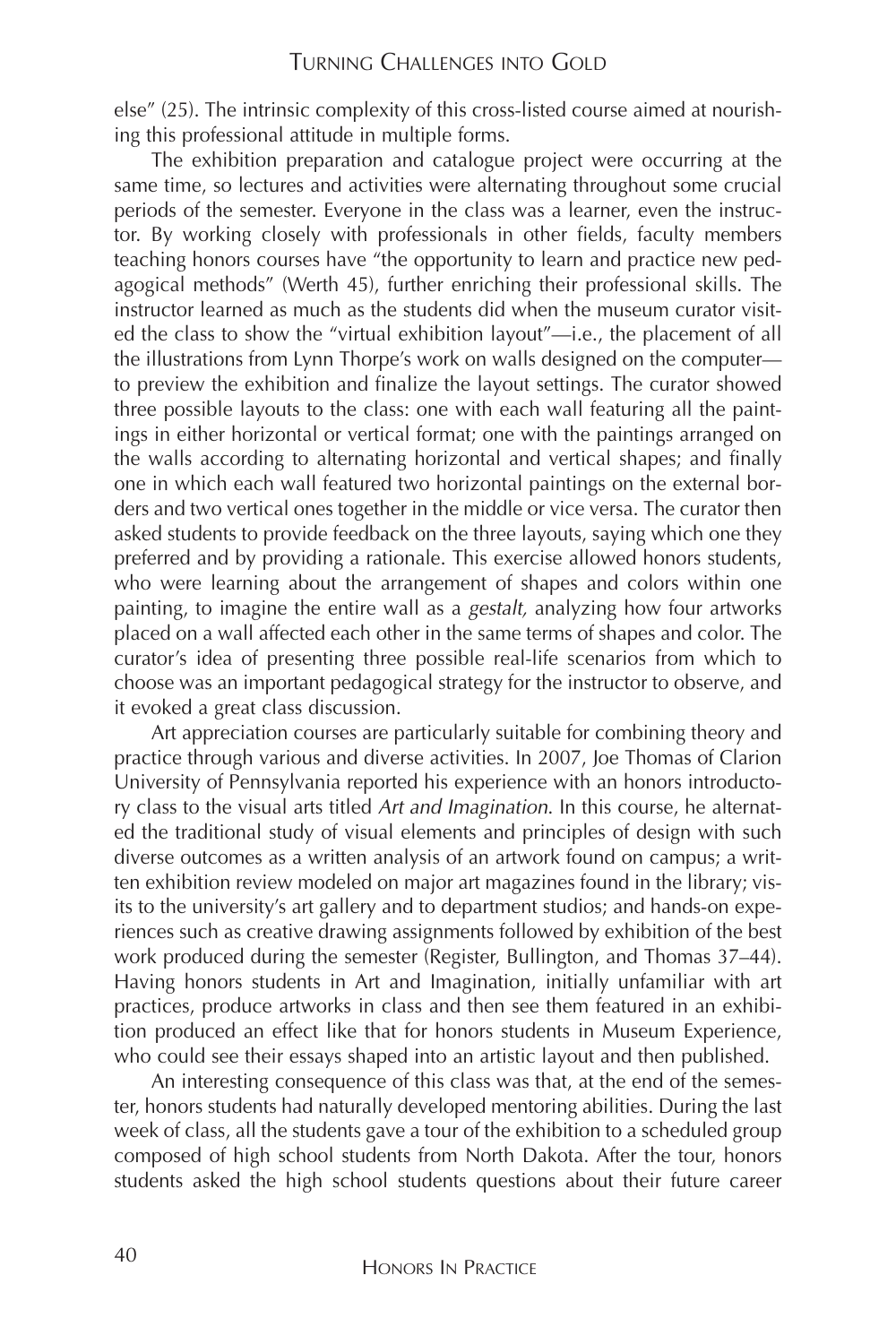else" (25). The intrinsic complexity of this cross-listed course aimed at nourishing this professional attitude in multiple forms.

The exhibition preparation and catalogue project were occurring at the same time, so lectures and activities were alternating throughout some crucial periods of the semester. Everyone in the class was a learner, even the instructor. By working closely with professionals in other fields, faculty members teaching honors courses have "the opportunity to learn and practice new pedagogical methods" (Werth 45), further enriching their professional skills. The instructor learned as much as the students did when the museum curator visited the class to show the "virtual exhibition layout"—i.e., the placement of all the illustrations from Lynn Thorpe's work on walls designed on the computer—to preview the exhibition and finalize the layout settings. The curator showed three possible layouts to the class: one with each wall featuring all the paintings in either horizontal or vertical format; one with the paintings arranged on the walls according to alternating horizontal and vertical shapes; and finally one in which each wall featured two horizontal paintings on the external borders and two vertical ones together in the middle or vice versa. The curator then asked students to provide feedback on the three layouts, saying which one they preferred and by providing a rationale. This exercise allowed honors students, who were learning about the arrangement of shapes and colors within one painting, to imagine the entire wall as a *gestalt,* analyzing how four artworks placed on a wall affected each other in the same terms of shapes and color. The curator's idea of presenting three possible real-life scenarios from which to choose was an important pedagogical strategy for the instructor to observe, and it evoked a great class discussion.

Art appreciation courses are particularly suitable for combining theory and practice through various and diverse activities. In 2007, Joe Thomas of Clarion University of Pennsylvania reported his experience with an honors introductory class to the visual arts titled *Art and Imagination*. In this course, he alternated the traditional study of visual elements and principles of design with such diverse outcomes as a written analysis of an artwork found on campus; a written exhibition review modeled on major art magazines found in the library; visits to the university's art gallery and to department studios; and hands-on experiences such as creative drawing assignments followed by exhibition of the best work produced during the semester (Register, Bullington, and Thomas 37–44). Having honors students in Art and Imagination, initially unfamiliar with art practices, produce artworks in class and then see them featured in an exhibition produced an effect like that for honors students in Museum Experience, who could see their essays shaped into an artistic layout and then published.

An interesting consequence of this class was that, at the end of the semester, honors students had naturally developed mentoring abilities. During the last week of class, all the students gave a tour of the exhibition to a scheduled group composed of high school students from North Dakota. After the tour, honors students asked the high school students questions about their future career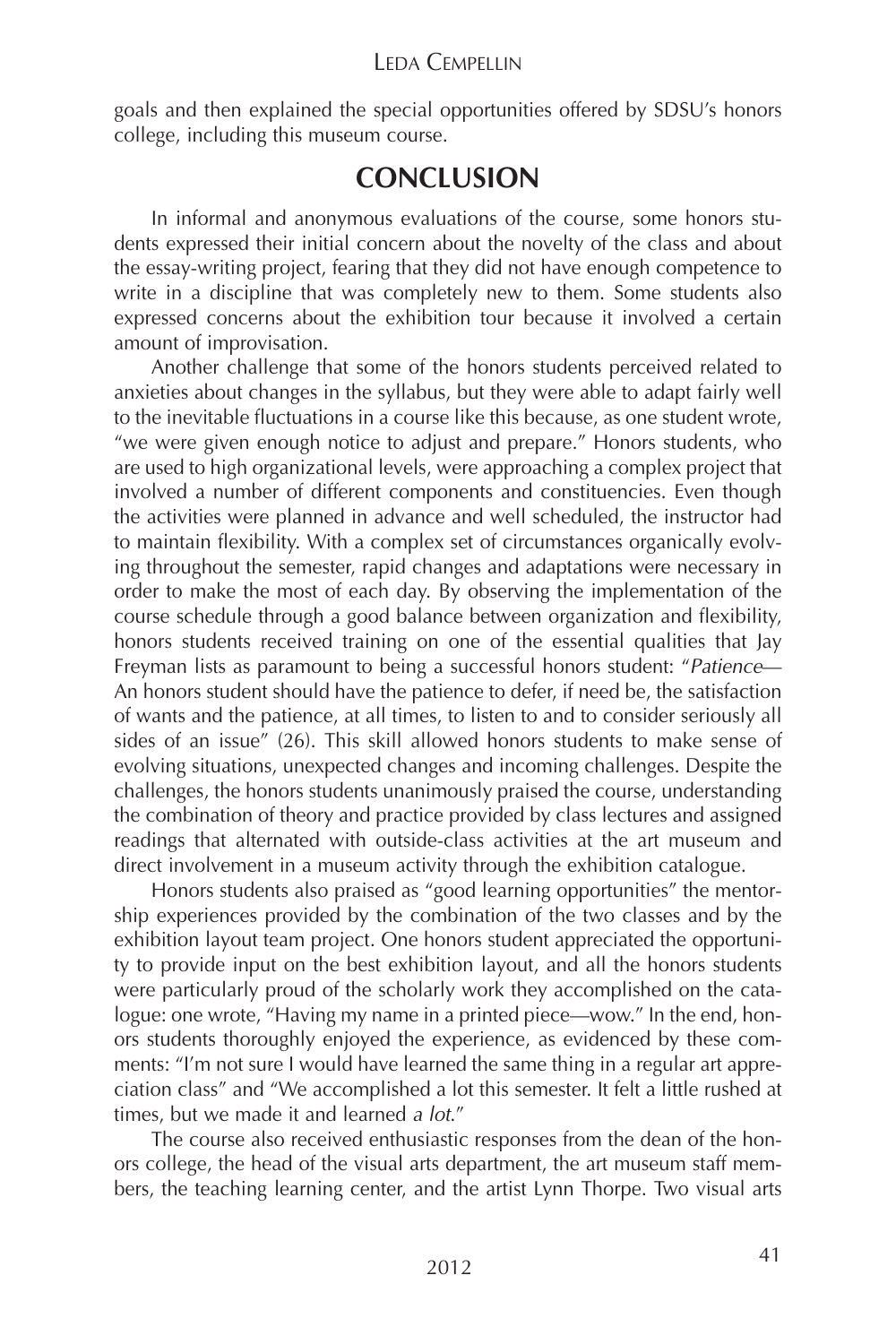goals and then explained the special opportunities offered by SDSU's honors college, including this museum course.

## CONCLUSION

In informal and anonymous evaluations of the course, some honors students expressed their initial concern about the novelty of the class and about the essay-writing project, fearing that they did not have enough competence to write in a discipline that was completely new to them. Some students also expressed concerns about the exhibition tour because it involved a certain amount of improvisation.

Another challenge that some of the honors students perceived related to anxieties about changes in the syllabus, but they were able to adapt fairly well to the inevitable fluctuations in a course like this because, as one student wrote, "we were given enough notice to adjust and prepare." Honors students, who are used to high organizational levels, were approaching a complex project that involved a number of different components and constituencies. Even though the activities were planned in advance and well scheduled, the instructor had to maintain flexibility. With a complex set of circumstances organically evolving throughout the semester, rapid changes and adaptations were necessary in order to make the most of each day. By observing the implementation of the course schedule through a good balance between organization and flexibility, honors students received training on one of the essential qualities that Jay Freyman lists as paramount to being a successful honors student: "*Patience*—An honors student should have the patience to defer, if need be, the satisfaction of wants and the patience, at all times, to listen to and to consider seriously all sides of an issue" (26). This skill allowed honors students to make sense of evolving situations, unexpected changes and incoming challenges. Despite the challenges, the honors students unanimously praised the course, understanding the combination of theory and practice provided by class lectures and assigned readings that alternated with outside-class activities at the art museum and direct involvement in a museum activity through the exhibition catalogue.

Honors students also praised as "good learning opportunities" the mentorship experiences provided by the combination of the two classes and by the exhibition layout team project. One honors student appreciated the opportunity to provide input on the best exhibition layout, and all the honors students were particularly proud of the scholarly work they accomplished on the catalogue: one wrote, "Having my name in a printed piece—wow." In the end, honors students thoroughly enjoyed the experience, as evidenced by these comments: "I'm not sure I would have learned the same thing in a regular art appreciation class" and "We accomplished a lot this semester. It felt a little rushed at times, but we made it and learned *a lot*."

The course also received enthusiastic responses from the dean of the honors college, the head of the visual arts department, the art museum staff members, the teaching learning center, and the artist Lynn Thorpe. Two visual arts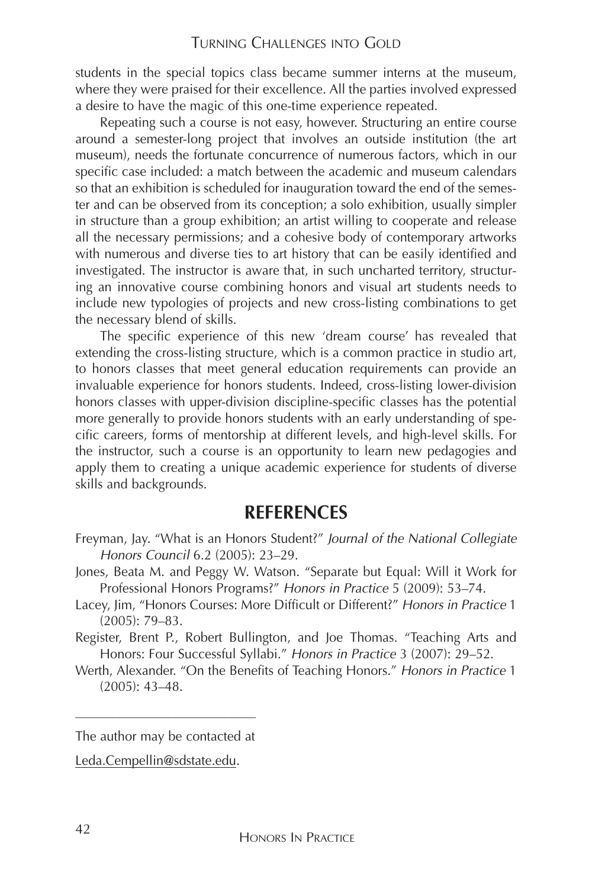students in the special topics class became summer interns at the museum, where they were praised for their excellence. All the parties involved expressed a desire to have the magic of this one-time experience repeated.

Repeating such a course is not easy, however. Structuring an entire course around a semester-long project that involves an outside institution (the art museum), needs the fortunate concurrence of numerous factors, which in our specific case included: a match between the academic and museum calendars so that an exhibition is scheduled for inauguration toward the end of the semester and can be observed from its conception; a solo exhibition, usually simpler in structure than a group exhibition; an artist willing to cooperate and release all the necessary permissions; and a cohesive body of contemporary artworks with numerous and diverse ties to art history that can be easily identified and investigated. The instructor is aware that, in such uncharted territory, structuring an innovative course combining honors and visual art students needs to include new typologies of projects and new cross-listing combinations to get the necessary blend of skills.

The specific experience of this new 'dream course' has revealed that extending the cross-listing structure, which is a common practice in studio art, to honors classes that meet general education requirements can provide an invaluable experience for honors students. Indeed, cross-listing lower-division honors classes with upper-division discipline-specific classes has the potential more generally to provide honors students with an early understanding of specific careers, forms of mentorship at different levels, and high-level skills. For the instructor, such a course is an opportunity to learn new pedagogies and apply them to creating a unique academic experience for students of diverse skills and backgrounds.

## REFERENCES

Freyman, Jay. "What is an Honors Student?" *Journal of the National Collegiate Honors Council* 6.2 (2005): 23–29.

Jones, Beata M. and Peggy W. Watson. "Separate but Equal: Will it Work for Professional Honors Programs?" *Honors in Practice* 5 (2009): 53–74.

Lacey, Jim, "Honors Courses: More Difficult or Different?" *Honors in Practice* 1 (2005): 79–83.

Register, Brent P., Robert Bullington, and Joe Thomas. "Teaching Arts and Honors: Four Successful Syllabi." *Honors in Practice* 3 (2007): 29–52.

Werth, Alexander. "On the Benefits of Teaching Honors." *Honors in Practice* 1 (2005): 43–48.

---

The author may be contacted at

Leda.Cempellin@sdstate.edu.